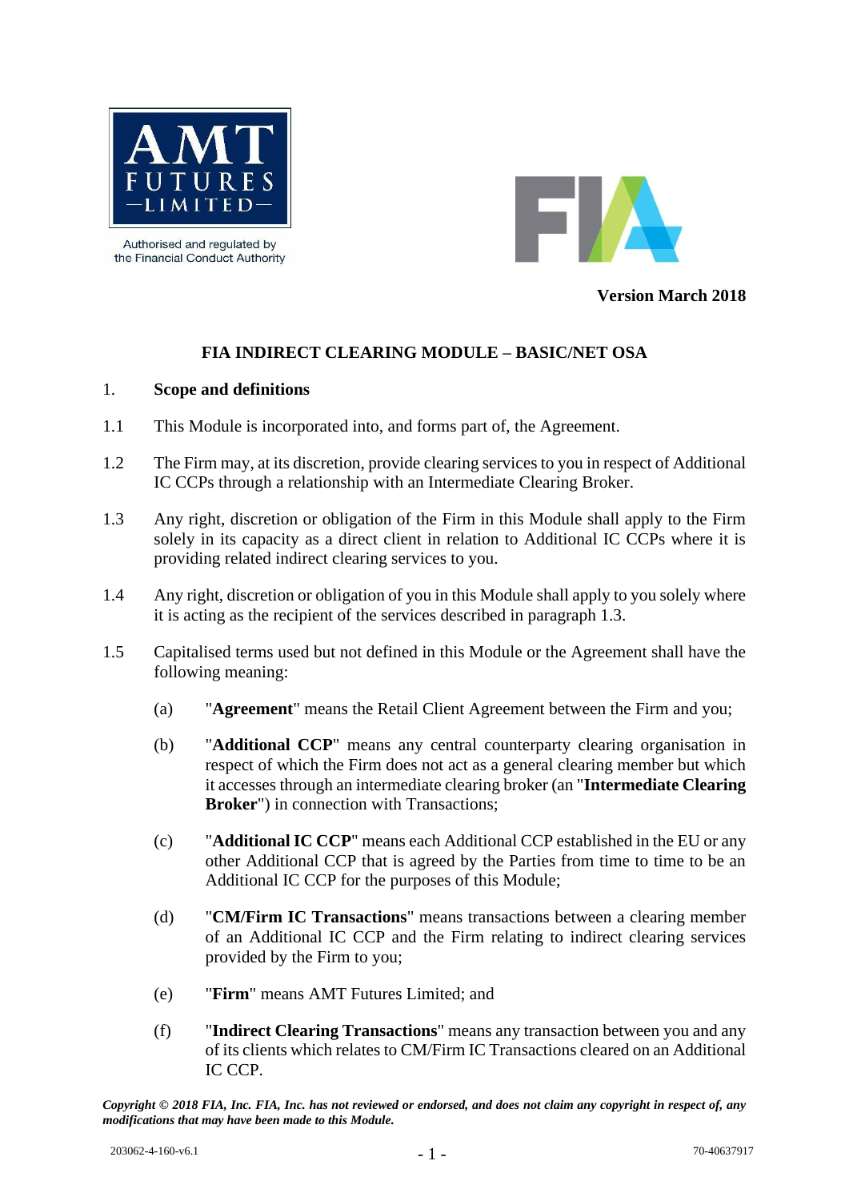AMT FUTURES LIMITED

Authorised and regulated by the Financial Conduct Authority

**Version March 2018**

# FIA INDIRECT CLEARING MODULE – BASIC/NET OSA

## 1. Scope and definitions

1.1 This Module is incorporated into, and forms part of, the Agreement.

1.2 The Firm may, at its discretion, provide clearing services to you in respect of Additional IC CCPs through a relationship with an Intermediate Clearing Broker.

1.3 Any right, discretion or obligation of the Firm in this Module shall apply to the Firm solely in its capacity as a direct client in relation to Additional IC CCPs where it is providing related indirect clearing services to you.

1.4 Any right, discretion or obligation of you in this Module shall apply to you solely where it is acting as the recipient of the services described in paragraph 1.3.

1.5 Capitalised terms used but not defined in this Module or the Agreement shall have the following meaning:

(a) "**Agreement**" means the Retail Client Agreement between the Firm and you;

(b) "**Additional CCP**" means any central counterparty clearing organisation in respect of which the Firm does not act as a general clearing member but which it accesses through an intermediate clearing broker (an "**Intermediate Clearing Broker**") in connection with Transactions;

(c) "**Additional IC CCP**" means each Additional CCP established in the EU or any other Additional CCP that is agreed by the Parties from time to time to be an Additional IC CCP for the purposes of this Module;

(d) "**CM/Firm IC Transactions**" means transactions between a clearing member of an Additional IC CCP and the Firm relating to indirect clearing services provided by the Firm to you;

(e) "**Firm**" means AMT Futures Limited; and

(f) "**Indirect Clearing Transactions**" means any transaction between you and any of its clients which relates to CM/Firm IC Transactions cleared on an Additional IC CCP.

*Copyright © 2018 FIA, Inc. FIA, Inc. has not reviewed or endorsed, and does not claim any copyright in respect of, any modifications that may have been made to this Module.*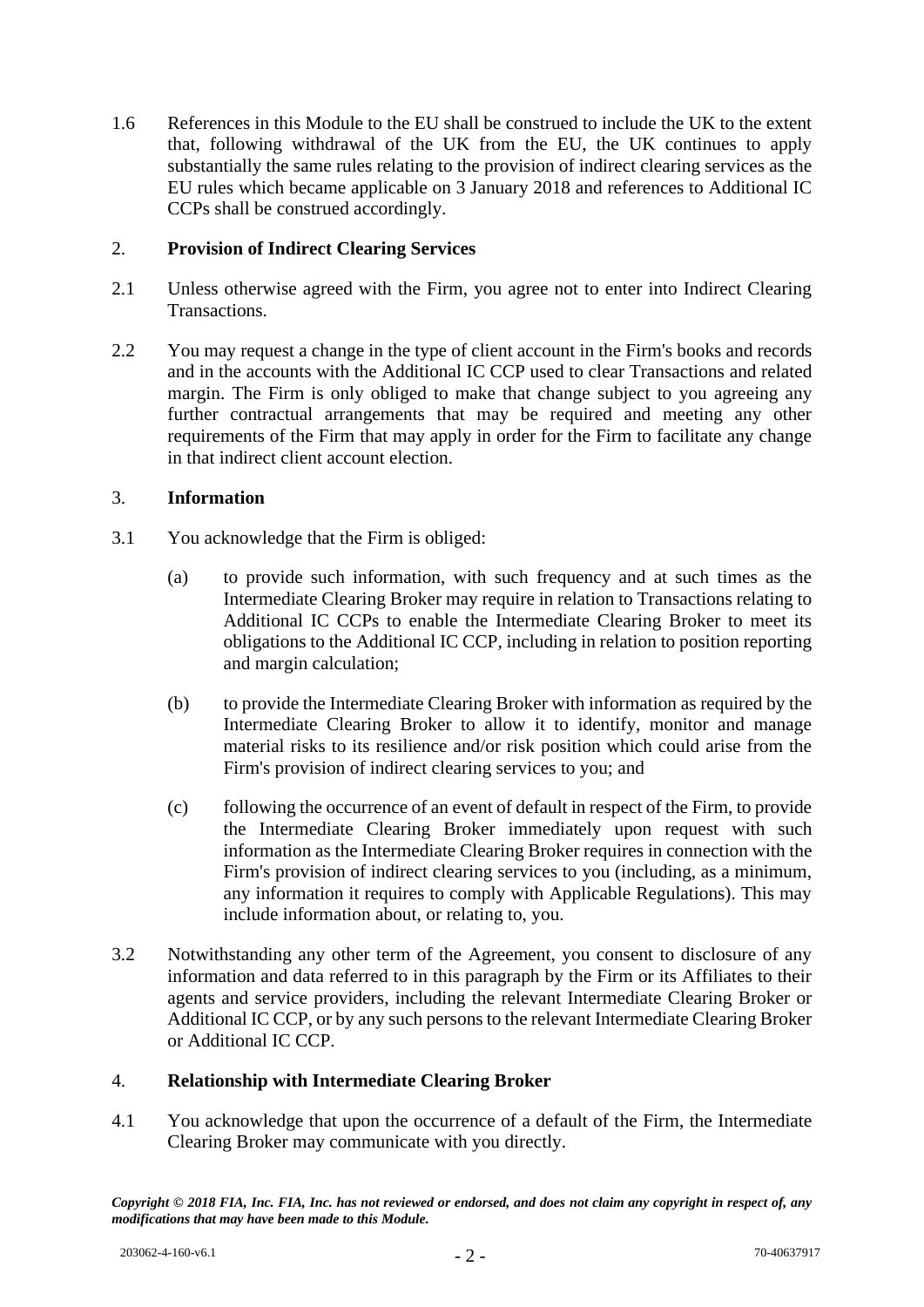1.6 References in this Module to the EU shall be construed to include the UK to the extent that, following withdrawal of the UK from the EU, the UK continues to apply substantially the same rules relating to the provision of indirect clearing services as the EU rules which became applicable on 3 January 2018 and references to Additional IC CCPs shall be construed accordingly.

## 2. Provision of Indirect Clearing Services

2.1 Unless otherwise agreed with the Firm, you agree not to enter into Indirect Clearing Transactions.

2.2 You may request a change in the type of client account in the Firm's books and records and in the accounts with the Additional IC CCP used to clear Transactions and related margin. The Firm is only obliged to make that change subject to you agreeing any further contractual arrangements that may be required and meeting any other requirements of the Firm that may apply in order for the Firm to facilitate any change in that indirect client account election.

## 3. Information

3.1 You acknowledge that the Firm is obliged:

(a) to provide such information, with such frequency and at such times as the Intermediate Clearing Broker may require in relation to Transactions relating to Additional IC CCPs to enable the Intermediate Clearing Broker to meet its obligations to the Additional IC CCP, including in relation to position reporting and margin calculation;

(b) to provide the Intermediate Clearing Broker with information as required by the Intermediate Clearing Broker to allow it to identify, monitor and manage material risks to its resilience and/or risk position which could arise from the Firm's provision of indirect clearing services to you; and

(c) following the occurrence of an event of default in respect of the Firm, to provide the Intermediate Clearing Broker immediately upon request with such information as the Intermediate Clearing Broker requires in connection with the Firm's provision of indirect clearing services to you (including, as a minimum, any information it requires to comply with Applicable Regulations). This may include information about, or relating to, you.

3.2 Notwithstanding any other term of the Agreement, you consent to disclosure of any information and data referred to in this paragraph by the Firm or its Affiliates to their agents and service providers, including the relevant Intermediate Clearing Broker or Additional IC CCP, or by any such persons to the relevant Intermediate Clearing Broker or Additional IC CCP.

## 4. Relationship with Intermediate Clearing Broker

4.1 You acknowledge that upon the occurrence of a default of the Firm, the Intermediate Clearing Broker may communicate with you directly.

***Copyright © 2018 FIA, Inc. FIA, Inc. has not reviewed or endorsed, and does not claim any copyright in respect of, any modifications that may have been made to this Module.***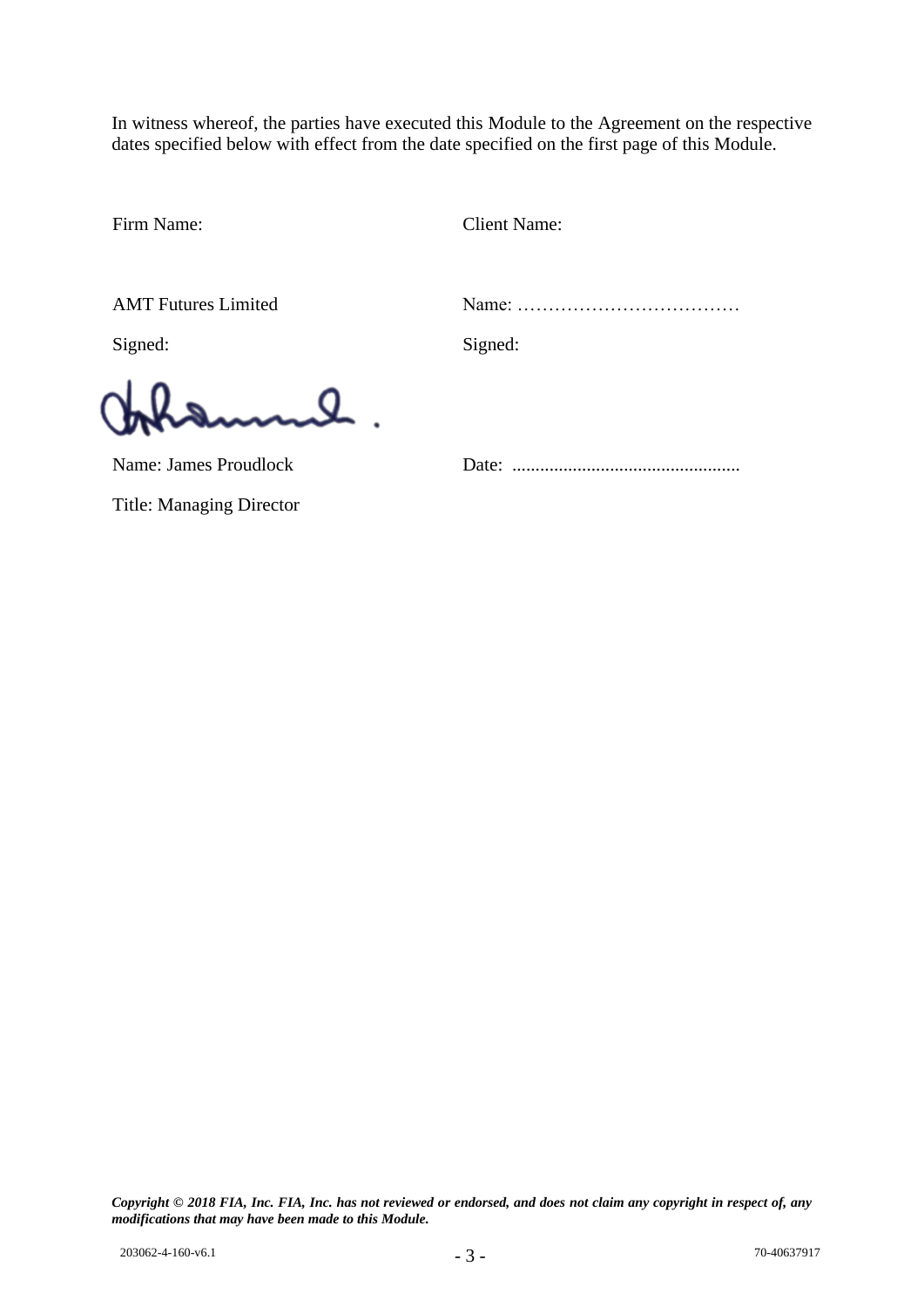In witness whereof, the parties have executed this Module to the Agreement on the respective dates specified below with effect from the date specified on the first page of this Module.

| Firm Name: | Client Name: |
|---|---|
| AMT Futures Limited | Name: ……………………………… |
| Signed: | Signed: |
| Name: James Proudlock | Date: ................................................ |
| Title: Managing Director | |

***Copyright © 2018 FIA, Inc. FIA, Inc. has not reviewed or endorsed, and does not claim any copyright in respect of, any modifications that may have been made to this Module.***

203062-4-160-v6.1

70-40637917